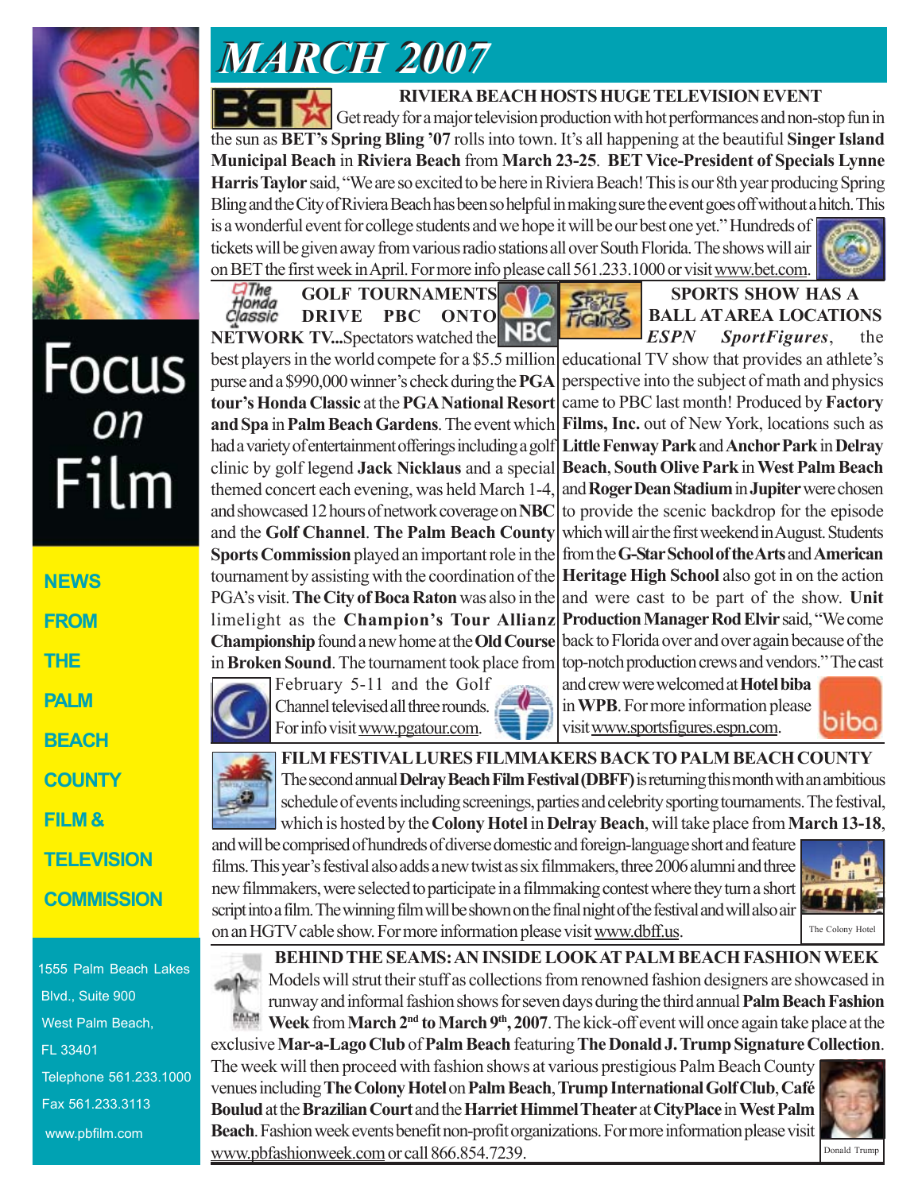# MARCH 2007

## RIVIERA BEACH HOSTS HUGE TELEVISION EVENT

Get ready for a major television production with hot performances and non-stop fun in the sun as **BET's Spring Bling '07** rolls into town. It's all happening at the beautiful **Singer Island Municipal Beach** in **Riviera Beach** from **March 23-25**. **BET Vice-President of Specials Lynne Harris Taylor** said, "We are so excited to be here in Riviera Beach! This is our 8th year producing Spring Bling and the City of Riviera Beach has been so helpful in making sure the event goes off without a hitch. This is a wonderful event for college students and we hope it will be our best one yet." Hundreds of tickets will be given away from various radio stations all over South Florida. The shows will air on BET the first week in April. For more info please call 561.233.1000 or visit www.bet.com.

## GOLF TOURNAMENTS DRIVE PBC ONTO NETWORK TV...

Spectators watched the best players in the world compete for a $5.5 million purse and a $990,000 winner's check during the **PGA tour's Honda Classic** at the **PGA National Resort and Spa** in **Palm Beach Gardens**. The event which had a variety of entertainment offerings including a golf clinic by golf legend **Jack Nicklaus** and a special themed concert each evening, was held March 1-4, and showcased 12 hours of network coverage on **NBC** and the **Golf Channel**. **The Palm Beach County Sports Commission** played an important role in the tournament by assisting with the coordination of the PGA's visit. **The City of Boca Raton** was also in the limelight as the **Champion's Tour Allianz Championship** found a new home at the **Old Course** in **Broken Sound**. The tournament took place from February 5-11 and the Golf Channel televised all three rounds. For info visit www.pgatour.com.

## SPORTS SHOW HAS A BALL AT AREA LOCATIONS

***ESPN SportFigures***, the educational TV show that provides an athlete's perspective into the subject of math and physics came to PBC last month! Produced by **Factory Films, Inc.** out of New York, locations such as **Little Fenway Park** and **Anchor Park** in **Delray Beach**, **South Olive Park** in **West Palm Beach** and **Roger Dean Stadium** in **Jupiter** were chosen to provide the scenic backdrop for the episode which will air the first weekend in August. Students from the **G-Star School of the Arts** and **American Heritage High School** also got in on the action and were cast to be part of the show. **Unit Production Manager Rod Elvir** said, "We come back to Florida over and over again because of the top-notch production crews and vendors." The cast and crew were welcomed at **Hotel biba** in **WPB**. For more information please visit www.sportsfigures.espn.com.

## FILM FESTIVAL LURES FILMMAKERS BACK TO PALM BEACH COUNTY

The second annual **Delray Beach Film Festival (DBFF)** is returning this month with an ambitious schedule of events including screenings, parties and celebrity sporting tournaments. The festival, which is hosted by the **Colony Hotel** in **Delray Beach**, will take place from **March 13-18**, and will be comprised of hundreds of diverse domestic and foreign-language short and feature films. This year's festival also adds a new twist as six filmmakers, three 2006 alumni and three new filmmakers, were selected to participate in a filmmaking contest where they turn a short script into a film. The winning film will be shown on the final night of the festival and will also air on an HGTV cable show. For more information please visit www.dbff.us.

The Colony Hotel

## BEHIND THE SEAMS: AN INSIDE LOOK AT PALM BEACH FASHION WEEK

Models will strut their stuff as collections from renowned fashion designers are showcased in runway and informal fashion shows for seven days during the third annual **Palm Beach Fashion Week** from **March 2nd to March 9th, 2007**. The kick-off event will once again take place at the exclusive **Mar-a-Lago Club** of **Palm Beach** featuring **The Donald J. Trump Signature Collection**. The week will then proceed with fashion shows at various prestigious Palm Beach County venues including **The Colony Hotel** on **Palm Beach**, **Trump International Golf Club**, **Café Boulud** at the **Brazilian Court** and the **Harriet Himmel Theater** at **CityPlace** in **West Palm Beach**. Fashion week events benefit non-profit organizations. For more information please visit www.pbfashionweek.com or call 866.854.7239.

Donald Trump

---

**Focus on Film**

**NEWS FROM THE PALM BEACH COUNTY FILM & TELEVISION COMMISSION**

1555 Palm Beach Lakes Blvd., Suite 900
West Palm Beach, FL 33401
Telephone 561.233.1000
Fax 561.233.3113
www.pbfilm.com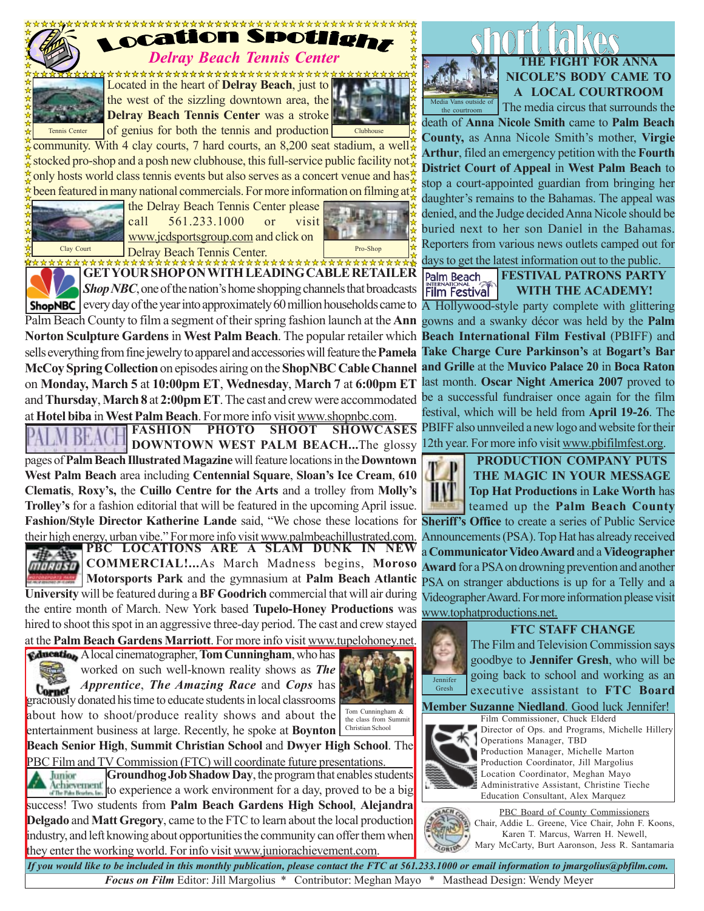# Location Spotlight

## *Delray Beach Tennis Center*

Tennis Center

Clubhouse

Located in the heart of **Delray Beach**, just to the west of the sizzling downtown area, the **Delray Beach Tennis Center** was a stroke of genius for both the tennis and production community. With 4 clay courts, 7 hard courts, an 8,200 seat stadium, a well stocked pro-shop and a posh new clubhouse, this full-service public facility not only hosts world class tennis events but also serves as a concert venue and has been featured in many national commercials. For more information on filming at the Delray Beach Tennis Center please call 561.233.1000 or visit www.jcdsportsgroup.com and click on Delray Beach Tennis Center.

Clay Court

Pro-Shop

**GET YOUR SHOP ON WITH LEADING CABLE RETAILER** *Shop NBC*, one of the nation's home shopping channels that broadcasts every day of the year into approximately 60 million households came to Palm Beach County to film a segment of their spring fashion launch at the **Ann Norton Sculpture Gardens** in **West Palm Beach**. The popular retailer which sells everything from fine jewelry to apparel and accessories will feature the **Pamela McCoy Spring Collection** on episodes airing on the **ShopNBC Cable Channel** on **Monday, March 5** at **10:00pm ET**, **Wednesday**, **March 7** at **6:00pm ET** and **Thursday**, **March 8** at **2:00pm ET**. The cast and crew were accommodated at **Hotel biba** in **West Palm Beach**. For more info visit www.shopnbc.com.

**FASHION PHOTO SHOOT SHOWCASES DOWNTOWN WEST PALM BEACH...**The glossy pages of **Palm Beach Illustrated Magazine** will feature locations in the **Downtown West Palm Beach** area including **Centennial Square**, **Sloan's Ice Cream**, **610 Clematis**, **Roxy's,** the **Cuillo Centre for the Arts** and a trolley from **Molly's Trolley's** for a fashion editorial that will be featured in the upcoming April issue. **Fashion/Style Director Katherine Lande** said, "We chose these locations for their high energy, urban vibe." For more info visit www.palmbeachillustrated.com.

**PBC LOCATIONS ARE A SLAM DUNK IN NEW COMMERCIAL!...**As March Madness begins, **Moroso Motorsports Park** and the gymnasium at **Palm Beach Atlantic University** will be featured during a **BF Goodrich** commercial that will air during the entire month of March. New York based **Tupelo-Honey Productions** was hired to shoot this spot in an aggressive three-day period. The cast and crew stayed at the **Palm Beach Gardens Marriott**. For more info visit www.tupelohoney.net.

### Education Corner

A local cinematographer, **Tom Cunningham**, who has worked on such well-known reality shows as ***The Apprentice***, ***The Amazing Race*** and ***Cops*** has graciously donated his time to educate students in local classrooms about how to shoot/produce reality shows and about the entertainment business at large. Recently, he spoke at **Boynton Beach Senior High**, **Summit Christian School** and **Dwyer High School**. The PBC Film and TV Commission (FTC) will coordinate future presentations.

Tom Cunningham & the class from Summit Christian School

**Groundhog Job Shadow Day**, the program that enables students to experience a work environment for a day, proved to be a big success! Two students from **Palm Beach Gardens High School**, **Alejandra Delgado** and **Matt Gregory**, came to the FTC to learn about the local production industry, and left knowing about opportunities the community can offer them when they enter the working world. For info visit www.juniorachievement.com.

# short takes

Media Vans outside of the courtroom

**THE FIGHT FOR ANNA NICOLE'S BODY CAME TO A LOCAL COURTROOM**

The media circus that surrounds the death of **Anna Nicole Smith** came to **Palm Beach County**, as Anna Nicole Smith's mother, **Virgie Arthur**, filed an emergency petition with the **Fourth District Court of Appeal** in **West Palm Beach** to stop a court-appointed guardian from bringing her daughter's remains to the Bahamas. The appeal was denied, and the Judge decided Anna Nicole should be buried next to her son Daniel in the Bahamas. Reporters from various news outlets camped out for days to get the latest information out to the public.

**FESTIVAL PATRONS PARTY WITH THE ACADEMY!**

A Hollywood-style party complete with glittering gowns and a swanky décor was held by the **Palm Beach International Film Festival** (PBIFF) and **Take Charge Cure Parkinson's** at **Bogart's Bar and Grille** at the **Muvico Palace 20** in **Boca Raton** last month. **Oscar Night America 2007** proved to be a successful fundraiser once again for the film festival, which will be held from **April 19-26**. The PBIFF also unveiled a new logo and website for their 12th year. For more info visit www.pbifilmfest.org.

**PRODUCTION COMPANY PUTS THE MAGIC IN YOUR MESSAGE**

**Top Hat Productions** in **Lake Worth** has teamed up the **Palm Beach County Sheriff's Office** to create a series of Public Service Announcements (PSA). Top Hat has already received a **Communicator Video Award** and a **Videographer Award** for a PSA on drowning prevention and another PSA on stranger abductions is up for a Telly and a Videographer Award. For more information please visit www.tophatproductions.net.

**FTC STAFF CHANGE**

Jennifer Gresh

The Film and Television Commission says goodbye to **Jennifer Gresh**, who will be going back to school and working as an executive assistant to **FTC Board Member Suzanne Niedland**. Good luck Jennifer!

Film Commissioner, Chuck Elderd
Director of Ops. and Programs, Michelle Hillery
Operations Manager, TBD
Production Manager, Michelle Marton
Production Coordinator, Jill Margolius
Location Coordinator, Meghan Mayo
Administrative Assistant, Christine Tieche
Education Consultant, Alex Marquez

PBC Board of County Commissioners
Chair, Addie L. Greene, Vice Chair, John F. Koons, Karen T. Marcus, Warren H. Newell, Mary McCarty, Burt Aaronson, Jess R. Santamaria

*If you would like to be included in this monthly publication, please contact the FTC at 561.233.1000 or email information to jmargolius@pbfilm.com.*

***Focus on Film*** Editor: Jill Margolius * Contributor: Meghan Mayo * Masthead Design: Wendy Meyer